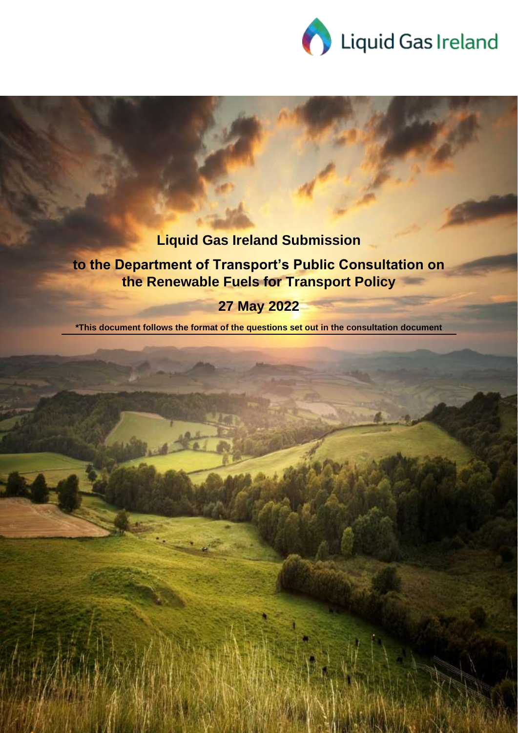Liquid Gas Ireland

# Liquid Gas Ireland Submission

## to the Department of Transport's Public Consultation on the Renewable Fuels for Transport Policy

## 27 May 2022

***This document follows the format of the questions set out in the consultation document**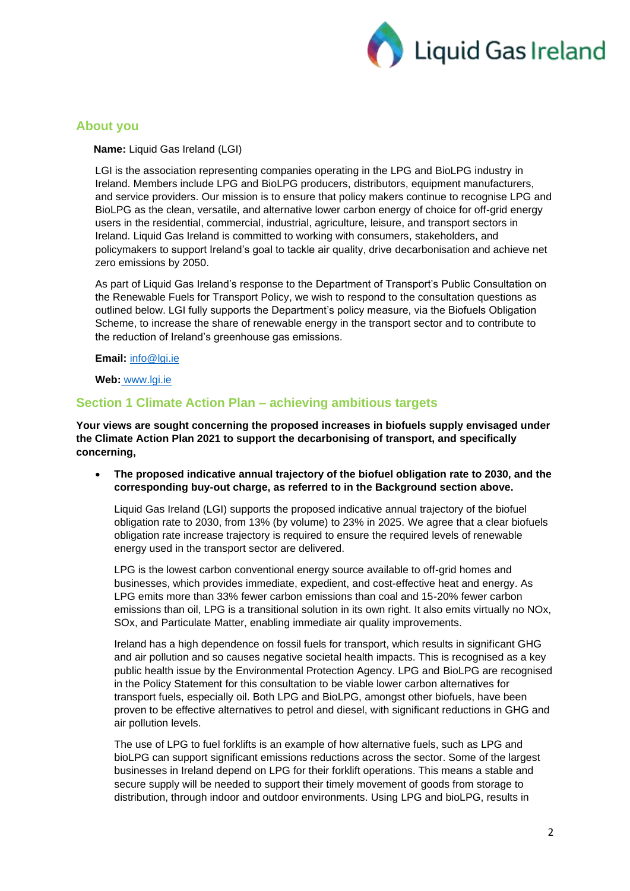## About you

**Name:** Liquid Gas Ireland (LGI)

LGI is the association representing companies operating in the LPG and BioLPG industry in Ireland. Members include LPG and BioLPG producers, distributors, equipment manufacturers, and service providers. Our mission is to ensure that policy makers continue to recognise LPG and BioLPG as the clean, versatile, and alternative lower carbon energy of choice for off-grid energy users in the residential, commercial, industrial, agriculture, leisure, and transport sectors in Ireland. Liquid Gas Ireland is committed to working with consumers, stakeholders, and policymakers to support Ireland's goal to tackle air quality, drive decarbonisation and achieve net zero emissions by 2050.

As part of Liquid Gas Ireland's response to the Department of Transport's Public Consultation on the Renewable Fuels for Transport Policy, we wish to respond to the consultation questions as outlined below. LGI fully supports the Department's policy measure, via the Biofuels Obligation Scheme, to increase the share of renewable energy in the transport sector and to contribute to the reduction of Ireland's greenhouse gas emissions.

**Email:** info@lgi.ie

**Web:** www.lgi.ie

## Section 1 Climate Action Plan – achieving ambitious targets

**Your views are sought concerning the proposed increases in biofuels supply envisaged under the Climate Action Plan 2021 to support the decarbonising of transport, and specifically concerning,**

- **The proposed indicative annual trajectory of the biofuel obligation rate to 2030, and the corresponding buy-out charge, as referred to in the Background section above.**

  Liquid Gas Ireland (LGI) supports the proposed indicative annual trajectory of the biofuel obligation rate to 2030, from 13% (by volume) to 23% in 2025. We agree that a clear biofuels obligation rate increase trajectory is required to ensure the required levels of renewable energy used in the transport sector are delivered.

  LPG is the lowest carbon conventional energy source available to off-grid homes and businesses, which provides immediate, expedient, and cost-effective heat and energy. As LPG emits more than 33% fewer carbon emissions than coal and 15-20% fewer carbon emissions than oil, LPG is a transitional solution in its own right. It also emits virtually no NOx, SOx, and Particulate Matter, enabling immediate air quality improvements.

  Ireland has a high dependence on fossil fuels for transport, which results in significant GHG and air pollution and so causes negative societal health impacts. This is recognised as a key public health issue by the Environmental Protection Agency. LPG and BioLPG are recognised in the Policy Statement for this consultation to be viable lower carbon alternatives for transport fuels, especially oil. Both LPG and BioLPG, amongst other biofuels, have been proven to be effective alternatives to petrol and diesel, with significant reductions in GHG and air pollution levels.

  The use of LPG to fuel forklifts is an example of how alternative fuels, such as LPG and bioLPG can support significant emissions reductions across the sector. Some of the largest businesses in Ireland depend on LPG for their forklift operations. This means a stable and secure supply will be needed to support their timely movement of goods from storage to distribution, through indoor and outdoor environments. Using LPG and bioLPG, results in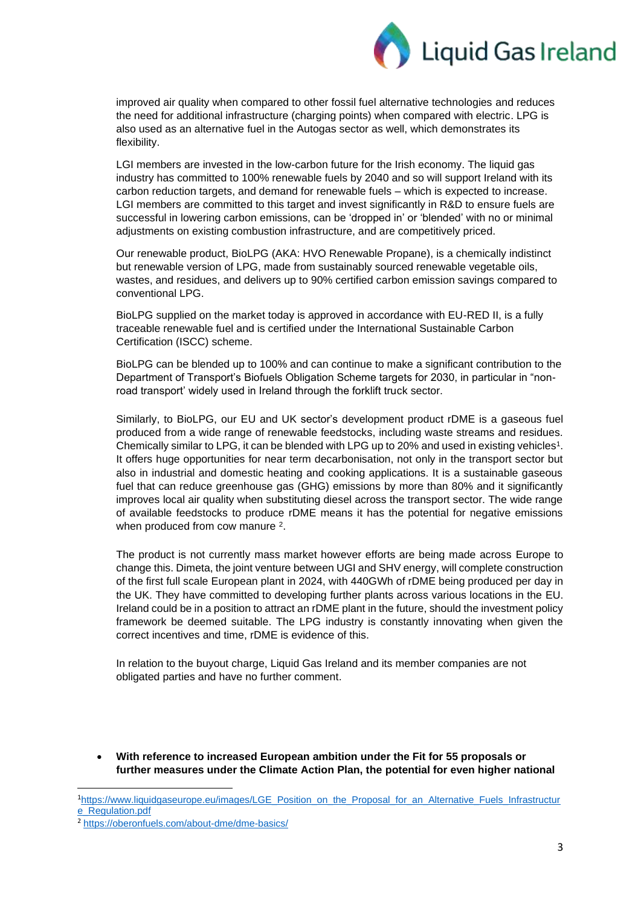improved air quality when compared to other fossil fuel alternative technologies and reduces the need for additional infrastructure (charging points) when compared with electric. LPG is also used as an alternative fuel in the Autogas sector as well, which demonstrates its flexibility.

LGI members are invested in the low-carbon future for the Irish economy. The liquid gas industry has committed to 100% renewable fuels by 2040 and so will support Ireland with its carbon reduction targets, and demand for renewable fuels – which is expected to increase. LGI members are committed to this target and invest significantly in R&D to ensure fuels are successful in lowering carbon emissions, can be 'dropped in' or 'blended' with no or minimal adjustments on existing combustion infrastructure, and are competitively priced.

Our renewable product, BioLPG (AKA: HVO Renewable Propane), is a chemically indistinct but renewable version of LPG, made from sustainably sourced renewable vegetable oils, wastes, and residues, and delivers up to 90% certified carbon emission savings compared to conventional LPG.

BioLPG supplied on the market today is approved in accordance with EU-RED II, is a fully traceable renewable fuel and is certified under the International Sustainable Carbon Certification (ISCC) scheme.

BioLPG can be blended up to 100% and can continue to make a significant contribution to the Department of Transport's Biofuels Obligation Scheme targets for 2030, in particular in "non-road transport' widely used in Ireland through the forklift truck sector.

Similarly, to BioLPG, our EU and UK sector's development product rDME is a gaseous fuel produced from a wide range of renewable feedstocks, including waste streams and residues. Chemically similar to LPG, it can be blended with LPG up to 20% and used in existing vehicles[1]. It offers huge opportunities for near term decarbonisation, not only in the transport sector but also in industrial and domestic heating and cooking applications. It is a sustainable gaseous fuel that can reduce greenhouse gas (GHG) emissions by more than 80% and it significantly improves local air quality when substituting diesel across the transport sector. The wide range of available feedstocks to produce rDME means it has the potential for negative emissions when produced from cow manure [2].

The product is not currently mass market however efforts are being made across Europe to change this. Dimeta, the joint venture between UGI and SHV energy, will complete construction of the first full scale European plant in 2024, with 440GWh of rDME being produced per day in the UK. They have committed to developing further plants across various locations in the EU. Ireland could be in a position to attract an rDME plant in the future, should the investment policy framework be deemed suitable. The LPG industry is constantly innovating when given the correct incentives and time, rDME is evidence of this.

In relation to the buyout charge, Liquid Gas Ireland and its member companies are not obligated parties and have no further comment.

- **With reference to increased European ambition under the Fit for 55 proposals or further measures under the Climate Action Plan, the potential for even higher national**

---

[1] https://www.liquidgaseurope.eu/images/LGE_Position_on_the_Proposal_for_an_Alternative_Fuels_Infrastructure_Regulation.pdf

[2] https://oberonfuels.com/about-dme/dme-basics/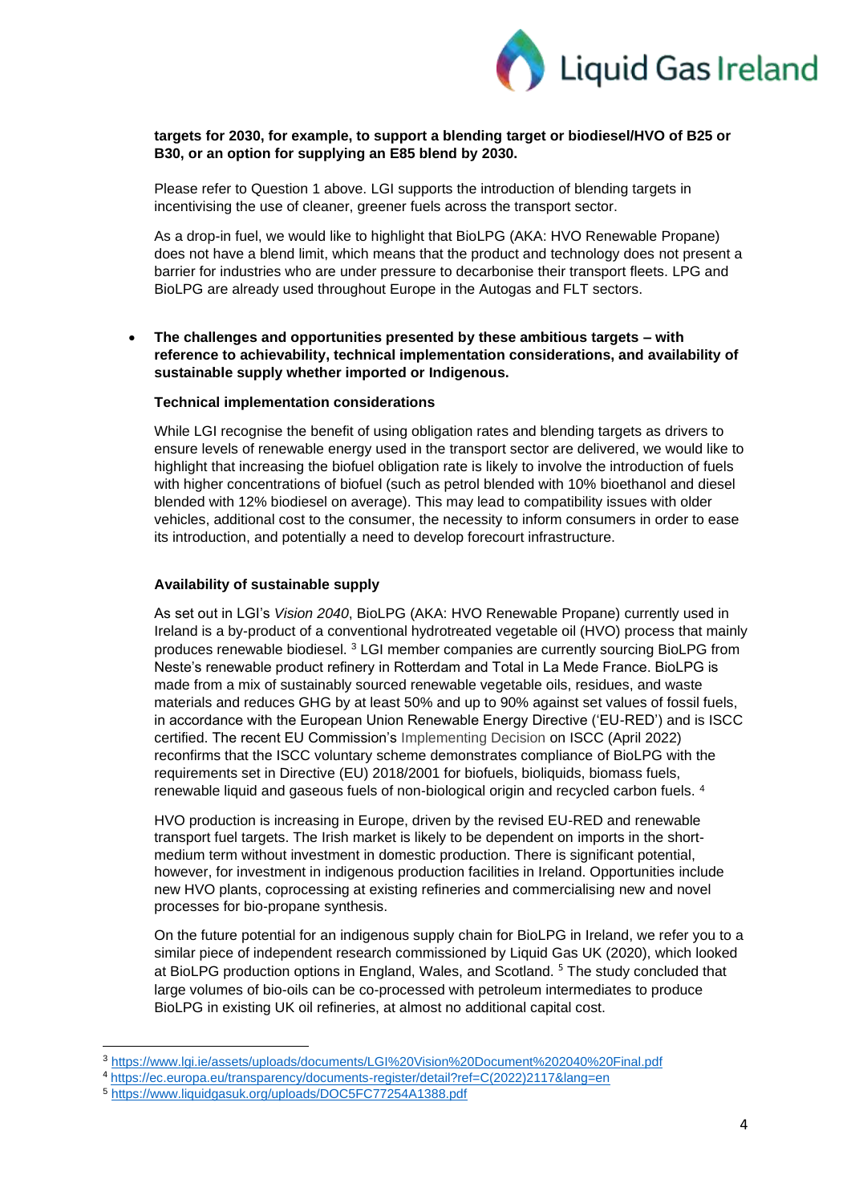**targets for 2030, for example, to support a blending target or biodiesel/HVO of B25 or B30, or an option for supplying an E85 blend by 2030.**

Please refer to Question 1 above. LGI supports the introduction of blending targets in incentivising the use of cleaner, greener fuels across the transport sector.

As a drop-in fuel, we would like to highlight that BioLPG (AKA: HVO Renewable Propane) does not have a blend limit, which means that the product and technology does not present a barrier for industries who are under pressure to decarbonise their transport fleets. LPG and BioLPG are already used throughout Europe in the Autogas and FLT sectors.

- **The challenges and opportunities presented by these ambitious targets – with reference to achievability, technical implementation considerations, and availability of sustainable supply whether imported or Indigenous.**

**Technical implementation considerations**

While LGI recognise the benefit of using obligation rates and blending targets as drivers to ensure levels of renewable energy used in the transport sector are delivered, we would like to highlight that increasing the biofuel obligation rate is likely to involve the introduction of fuels with higher concentrations of biofuel (such as petrol blended with 10% bioethanol and diesel blended with 12% biodiesel on average). This may lead to compatibility issues with older vehicles, additional cost to the consumer, the necessity to inform consumers in order to ease its introduction, and potentially a need to develop forecourt infrastructure.

**Availability of sustainable supply**

As set out in LGI's *Vision 2040*, BioLPG (AKA: HVO Renewable Propane) currently used in Ireland is a by-product of a conventional hydrotreated vegetable oil (HVO) process that mainly produces renewable biodiesel. [3] LGI member companies are currently sourcing BioLPG from Neste's renewable product refinery in Rotterdam and Total in La Mede France. BioLPG is made from a mix of sustainably sourced renewable vegetable oils, residues, and waste materials and reduces GHG by at least 50% and up to 90% against set values of fossil fuels, in accordance with the European Union Renewable Energy Directive ('EU-RED') and is ISCC certified. The recent EU Commission's Implementing Decision on ISCC (April 2022) reconfirms that the ISCC voluntary scheme demonstrates compliance of BioLPG with the requirements set in Directive (EU) 2018/2001 for biofuels, bioliquids, biomass fuels, renewable liquid and gaseous fuels of non-biological origin and recycled carbon fuels. [4]

HVO production is increasing in Europe, driven by the revised EU-RED and renewable transport fuel targets. The Irish market is likely to be dependent on imports in the short-medium term without investment in domestic production. There is significant potential, however, for investment in indigenous production facilities in Ireland. Opportunities include new HVO plants, coprocessing at existing refineries and commercialising new and novel processes for bio-propane synthesis.

On the future potential for an indigenous supply chain for BioLPG in Ireland, we refer you to a similar piece of independent research commissioned by Liquid Gas UK (2020), which looked at BioLPG production options in England, Wales, and Scotland. [5] The study concluded that large volumes of bio-oils can be co-processed with petroleum intermediates to produce BioLPG in existing UK oil refineries, at almost no additional capital cost.

---

[3] https://www.lgi.ie/assets/uploads/documents/LGI%20Vision%20Document%202040%20Final.pdf

[4] https://ec.europa.eu/transparency/documents-register/detail?ref=C(2022)2117&lang=en

[5] https://www.liquidgasuk.org/uploads/DOC5FC77254A1388.pdf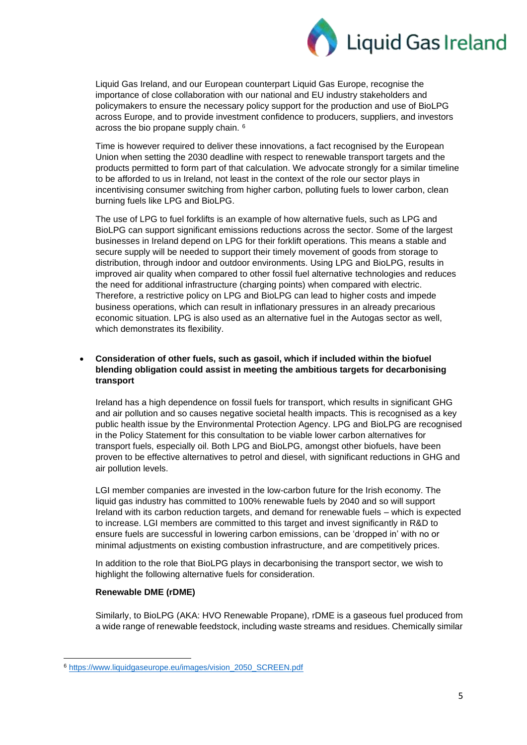Liquid Gas Ireland, and our European counterpart Liquid Gas Europe, recognise the importance of close collaboration with our national and EU industry stakeholders and policymakers to ensure the necessary policy support for the production and use of BioLPG across Europe, and to provide investment confidence to producers, suppliers, and investors across the bio propane supply chain. [6]

Time is however required to deliver these innovations, a fact recognised by the European Union when setting the 2030 deadline with respect to renewable transport targets and the products permitted to form part of that calculation. We advocate strongly for a similar timeline to be afforded to us in Ireland, not least in the context of the role our sector plays in incentivising consumer switching from higher carbon, polluting fuels to lower carbon, clean burning fuels like LPG and BioLPG.

The use of LPG to fuel forklifts is an example of how alternative fuels, such as LPG and BioLPG can support significant emissions reductions across the sector. Some of the largest businesses in Ireland depend on LPG for their forklift operations. This means a stable and secure supply will be needed to support their timely movement of goods from storage to distribution, through indoor and outdoor environments. Using LPG and BioLPG, results in improved air quality when compared to other fossil fuel alternative technologies and reduces the need for additional infrastructure (charging points) when compared with electric. Therefore, a restrictive policy on LPG and BioLPG can lead to higher costs and impede business operations, which can result in inflationary pressures in an already precarious economic situation. LPG is also used as an alternative fuel in the Autogas sector as well, which demonstrates its flexibility.

- **Consideration of other fuels, such as gasoil, which if included within the biofuel blending obligation could assist in meeting the ambitious targets for decarbonising transport**

Ireland has a high dependence on fossil fuels for transport, which results in significant GHG and air pollution and so causes negative societal health impacts. This is recognised as a key public health issue by the Environmental Protection Agency. LPG and BioLPG are recognised in the Policy Statement for this consultation to be viable lower carbon alternatives for transport fuels, especially oil. Both LPG and BioLPG, amongst other biofuels, have been proven to be effective alternatives to petrol and diesel, with significant reductions in GHG and air pollution levels.

LGI member companies are invested in the low-carbon future for the Irish economy. The liquid gas industry has committed to 100% renewable fuels by 2040 and so will support Ireland with its carbon reduction targets, and demand for renewable fuels – which is expected to increase. LGI members are committed to this target and invest significantly in R&D to ensure fuels are successful in lowering carbon emissions, can be 'dropped in' with no or minimal adjustments on existing combustion infrastructure, and are competitively prices.

In addition to the role that BioLPG plays in decarbonising the transport sector, we wish to highlight the following alternative fuels for consideration.

**Renewable DME (rDME)**

Similarly, to BioLPG (AKA: HVO Renewable Propane), rDME is a gaseous fuel produced from a wide range of renewable feedstock, including waste streams and residues. Chemically similar

[6] https://www.liquidgaseurope.eu/images/vision_2050_SCREEN.pdf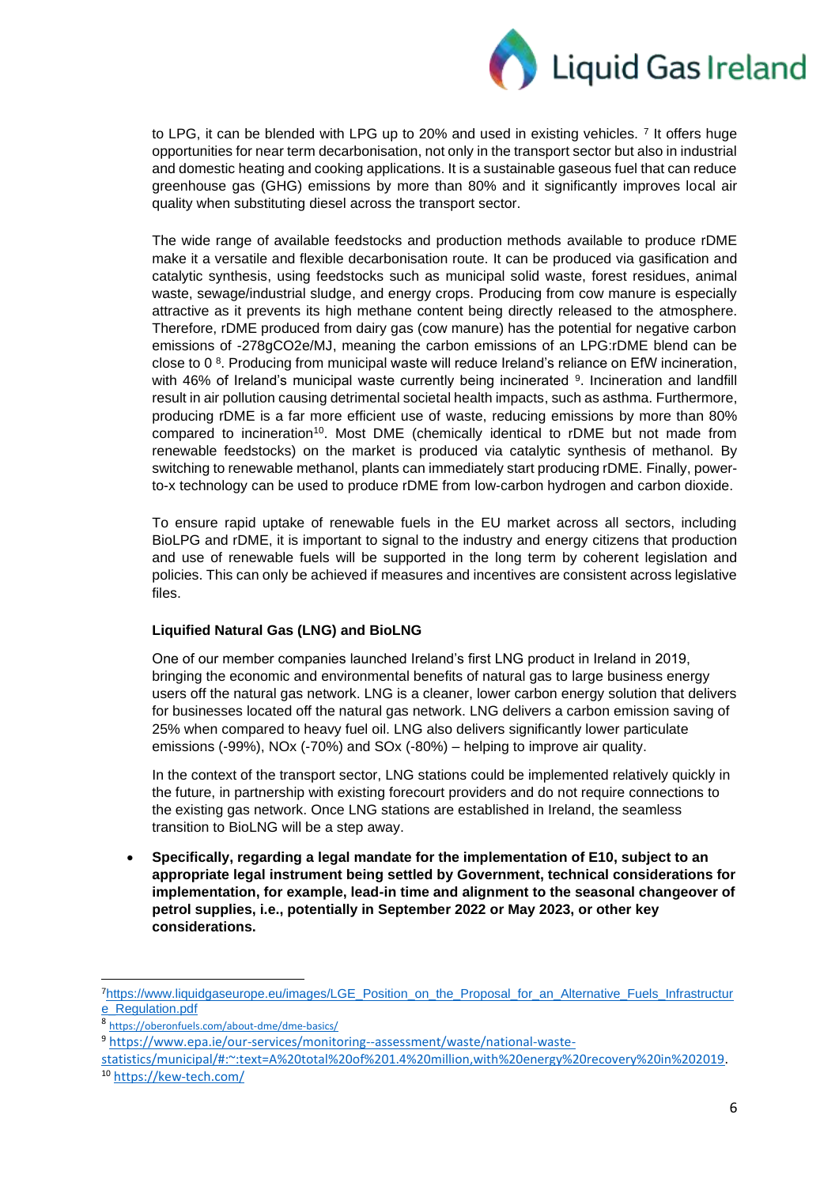to LPG, it can be blended with LPG up to 20% and used in existing vehicles. [7] It offers huge opportunities for near term decarbonisation, not only in the transport sector but also in industrial and domestic heating and cooking applications. It is a sustainable gaseous fuel that can reduce greenhouse gas (GHG) emissions by more than 80% and it significantly improves local air quality when substituting diesel across the transport sector.

The wide range of available feedstocks and production methods available to produce rDME make it a versatile and flexible decarbonisation route. It can be produced via gasification and catalytic synthesis, using feedstocks such as municipal solid waste, forest residues, animal waste, sewage/industrial sludge, and energy crops. Producing from cow manure is especially attractive as it prevents its high methane content being directly released to the atmosphere. Therefore, rDME produced from dairy gas (cow manure) has the potential for negative carbon emissions of -278gCO2e/MJ, meaning the carbon emissions of an LPG:rDME blend can be close to 0 [8]. Producing from municipal waste will reduce Ireland's reliance on EfW incineration, with 46% of Ireland's municipal waste currently being incinerated [9]. Incineration and landfill result in air pollution causing detrimental societal health impacts, such as asthma. Furthermore, producing rDME is a far more efficient use of waste, reducing emissions by more than 80% compared to incineration[10]. Most DME (chemically identical to rDME but not made from renewable feedstocks) on the market is produced via catalytic synthesis of methanol. By switching to renewable methanol, plants can immediately start producing rDME. Finally, power-to-x technology can be used to produce rDME from low-carbon hydrogen and carbon dioxide.

To ensure rapid uptake of renewable fuels in the EU market across all sectors, including BioLPG and rDME, it is important to signal to the industry and energy citizens that production and use of renewable fuels will be supported in the long term by coherent legislation and policies. This can only be achieved if measures and incentives are consistent across legislative files.

**Liquified Natural Gas (LNG) and BioLNG**

One of our member companies launched Ireland's first LNG product in Ireland in 2019, bringing the economic and environmental benefits of natural gas to large business energy users off the natural gas network. LNG is a cleaner, lower carbon energy solution that delivers for businesses located off the natural gas network. LNG delivers a carbon emission saving of 25% when compared to heavy fuel oil. LNG also delivers significantly lower particulate emissions (-99%), NOx (-70%) and SOx (-80%) – helping to improve air quality.

In the context of the transport sector, LNG stations could be implemented relatively quickly in the future, in partnership with existing forecourt providers and do not require connections to the existing gas network. Once LNG stations are established in Ireland, the seamless transition to BioLNG will be a step away.

- **Specifically, regarding a legal mandate for the implementation of E10, subject to an appropriate legal instrument being settled by Government, technical considerations for implementation, for example, lead-in time and alignment to the seasonal changeover of petrol supplies, i.e., potentially in September 2022 or May 2023, or other key considerations.**

---

[7] https://www.liquidgaseurope.eu/images/LGE_Position_on_the_Proposal_for_an_Alternative_Fuels_Infrastructure_Regulation.pdf

[8] https://oberonfuels.com/about-dme/dme-basics/

[9] https://www.epa.ie/our-services/monitoring--assessment/waste/national-waste-statistics/municipal/#:~:text=A%20total%20of%201.4%20million,with%20energy%20recovery%20in%202019.

[10] https://kew-tech.com/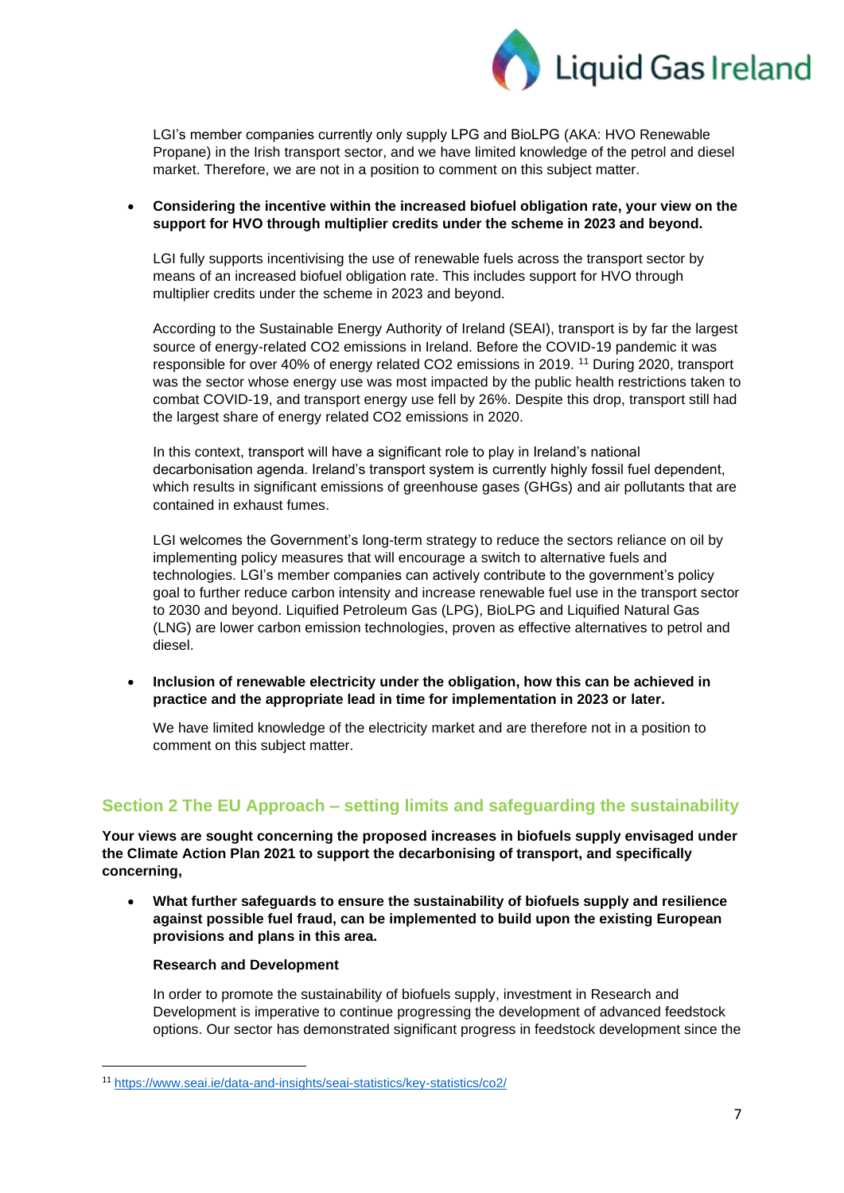LGI's member companies currently only supply LPG and BioLPG (AKA: HVO Renewable Propane) in the Irish transport sector, and we have limited knowledge of the petrol and diesel market. Therefore, we are not in a position to comment on this subject matter.

- **Considering the incentive within the increased biofuel obligation rate, your view on the support for HVO through multiplier credits under the scheme in 2023 and beyond.**

  LGI fully supports incentivising the use of renewable fuels across the transport sector by means of an increased biofuel obligation rate. This includes support for HVO through multiplier credits under the scheme in 2023 and beyond.

  According to the Sustainable Energy Authority of Ireland (SEAI), transport is by far the largest source of energy-related $CO_2$ emissions in Ireland. Before the COVID-19 pandemic it was responsible for over 40% of energy related $CO_2$ emissions in 2019. [11] During 2020, transport was the sector whose energy use was most impacted by the public health restrictions taken to combat COVID-19, and transport energy use fell by 26%. Despite this drop, transport still had the largest share of energy related $CO_2$ emissions in 2020.

  In this context, transport will have a significant role to play in Ireland's national decarbonisation agenda. Ireland's transport system is currently highly fossil fuel dependent, which results in significant emissions of greenhouse gases (GHGs) and air pollutants that are contained in exhaust fumes.

  LGI welcomes the Government's long-term strategy to reduce the sectors reliance on oil by implementing policy measures that will encourage a switch to alternative fuels and technologies. LGI's member companies can actively contribute to the government's policy goal to further reduce carbon intensity and increase renewable fuel use in the transport sector to 2030 and beyond. Liquified Petroleum Gas (LPG), BioLPG and Liquified Natural Gas (LNG) are lower carbon emission technologies, proven as effective alternatives to petrol and diesel.

- **Inclusion of renewable electricity under the obligation, how this can be achieved in practice and the appropriate lead in time for implementation in 2023 or later.**

  We have limited knowledge of the electricity market and are therefore not in a position to comment on this subject matter.

## Section 2 The EU Approach – setting limits and safeguarding the sustainability

**Your views are sought concerning the proposed increases in biofuels supply envisaged under the Climate Action Plan 2021 to support the decarbonising of transport, and specifically concerning,**

- **What further safeguards to ensure the sustainability of biofuels supply and resilience against possible fuel fraud, can be implemented to build upon the existing European provisions and plans in this area.**

  **Research and Development**

  In order to promote the sustainability of biofuels supply, investment in Research and Development is imperative to continue progressing the development of advanced feedstock options. Our sector has demonstrated significant progress in feedstock development since the

[11] https://www.seai.ie/data-and-insights/seai-statistics/key-statistics/co2/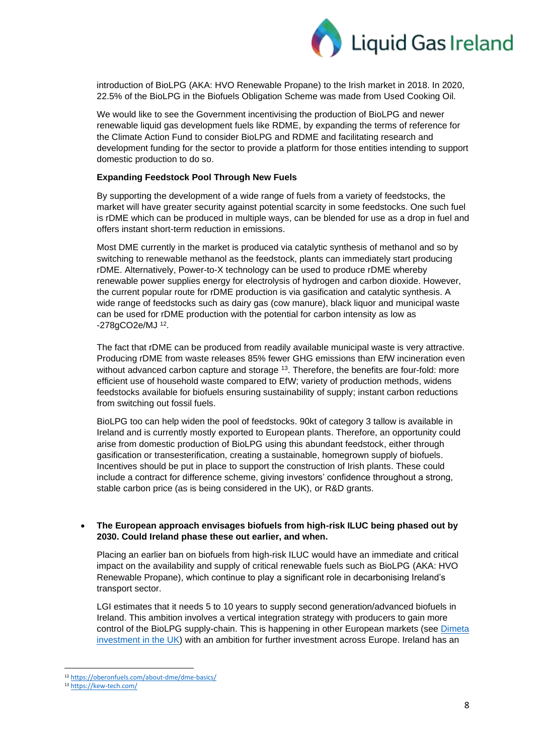introduction of BioLPG (AKA: HVO Renewable Propane) to the Irish market in 2018. In 2020, 22.5% of the BioLPG in the Biofuels Obligation Scheme was made from Used Cooking Oil.

We would like to see the Government incentivising the production of BioLPG and newer renewable liquid gas development fuels like RDME, by expanding the terms of reference for the Climate Action Fund to consider BioLPG and RDME and facilitating research and development funding for the sector to provide a platform for those entities intending to support domestic production to do so.

**Expanding Feedstock Pool Through New Fuels**

By supporting the development of a wide range of fuels from a variety of feedstocks, the market will have greater security against potential scarcity in some feedstocks. One such fuel is rDME which can be produced in multiple ways, can be blended for use as a drop in fuel and offers instant short-term reduction in emissions.

Most DME currently in the market is produced via catalytic synthesis of methanol and so by switching to renewable methanol as the feedstock, plants can immediately start producing rDME. Alternatively, Power-to-X technology can be used to produce rDME whereby renewable power supplies energy for electrolysis of hydrogen and carbon dioxide. However, the current popular route for rDME production is via gasification and catalytic synthesis. A wide range of feedstocks such as dairy gas (cow manure), black liquor and municipal waste can be used for rDME production with the potential for carbon intensity as low as -278gCO2e/MJ [12].

The fact that rDME can be produced from readily available municipal waste is very attractive. Producing rDME from waste releases 85% fewer GHG emissions than EfW incineration even without advanced carbon capture and storage [13]. Therefore, the benefits are four-fold: more efficient use of household waste compared to EfW; variety of production methods, widens feedstocks available for biofuels ensuring sustainability of supply; instant carbon reductions from switching out fossil fuels.

BioLPG too can help widen the pool of feedstocks. 90kt of category 3 tallow is available in Ireland and is currently mostly exported to European plants. Therefore, an opportunity could arise from domestic production of BioLPG using this abundant feedstock, either through gasification or transesterification, creating a sustainable, homegrown supply of biofuels. Incentives should be put in place to support the construction of Irish plants. These could include a contract for difference scheme, giving investors' confidence throughout a strong, stable carbon price (as is being considered in the UK), or R&D grants.

- **The European approach envisages biofuels from high-risk ILUC being phased out by 2030. Could Ireland phase these out earlier, and when.**

Placing an earlier ban on biofuels from high-risk ILUC would have an immediate and critical impact on the availability and supply of critical renewable fuels such as BioLPG (AKA: HVO Renewable Propane), which continue to play a significant role in decarbonising Ireland's transport sector.

LGI estimates that it needs 5 to 10 years to supply second generation/advanced biofuels in Ireland. This ambition involves a vertical integration strategy with producers to gain more control of the BioLPG supply-chain. This is happening in other European markets (see [Dimeta investment in the UK]) with an ambition for further investment across Europe. Ireland has an

---

[12] https://oberonfuels.com/about-dme/dme-basics/

[13] https://kew-tech.com/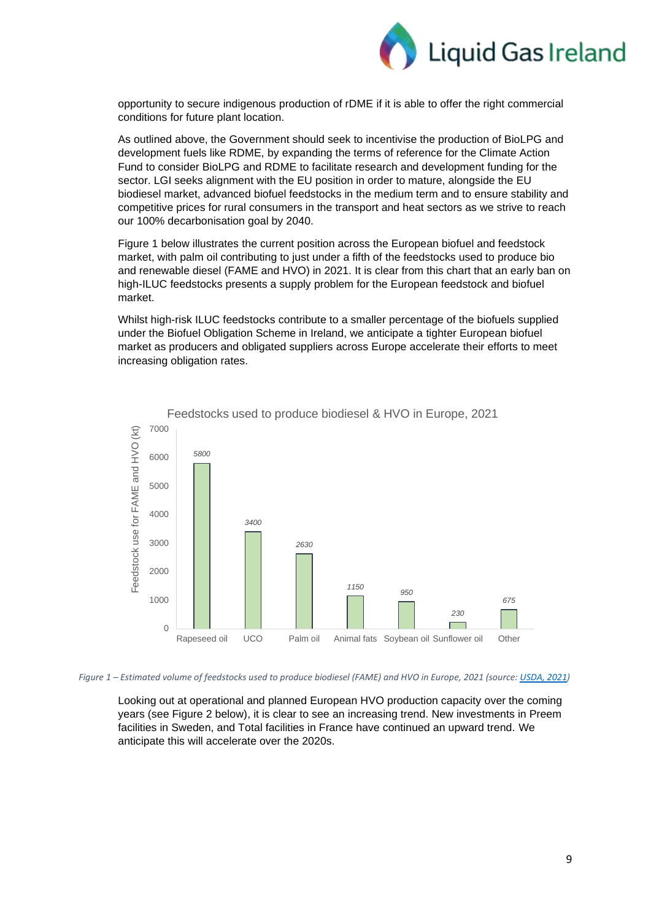opportunity to secure indigenous production of rDME if it is able to offer the right commercial conditions for future plant location.

As outlined above, the Government should seek to incentivise the production of BioLPG and development fuels like RDME, by expanding the terms of reference for the Climate Action Fund to consider BioLPG and RDME to facilitate research and development funding for the sector. LGI seeks alignment with the EU position in order to mature, alongside the EU biodiesel market, advanced biofuel feedstocks in the medium term and to ensure stability and competitive prices for rural consumers in the transport and heat sectors as we strive to reach our 100% decarbonisation goal by 2040.

Figure 1 below illustrates the current position across the European biofuel and feedstock market, with palm oil contributing to just under a fifth of the feedstocks used to produce bio and renewable diesel (FAME and HVO) in 2021. It is clear from this chart that an early ban on high-ILUC feedstocks presents a supply problem for the European feedstock and biofuel market.

Whilst high-risk ILUC feedstocks contribute to a smaller percentage of the biofuels supplied under the Biofuel Obligation Scheme in Ireland, we anticipate a tighter European biofuel market as producers and obligated suppliers across Europe accelerate their efforts to meet increasing obligation rates.

**Feedstocks used to produce biodiesel & HVO in Europe, 2021**

| Feedstock | Feedstock use for FAME and HVO (kt) |
|---|---|
| Rapeseed oil | 5800 |
| UCO | 3400 |
| Palm oil | 2630 |
| Animal fats | 1150 |
| Soybean oil | 950 |
| Sunflower oil | 230 |
| Other | 675 |

*Figure 1 – Estimated volume of feedstocks used to produce biodiesel (FAME) and HVO in Europe, 2021 (source: USDA, 2021)*

Looking out at operational and planned European HVO production capacity over the coming years (see Figure 2 below), it is clear to see an increasing trend. New investments in Preem facilities in Sweden, and Total facilities in France have continued an upward trend. We anticipate this will accelerate over the 2020s.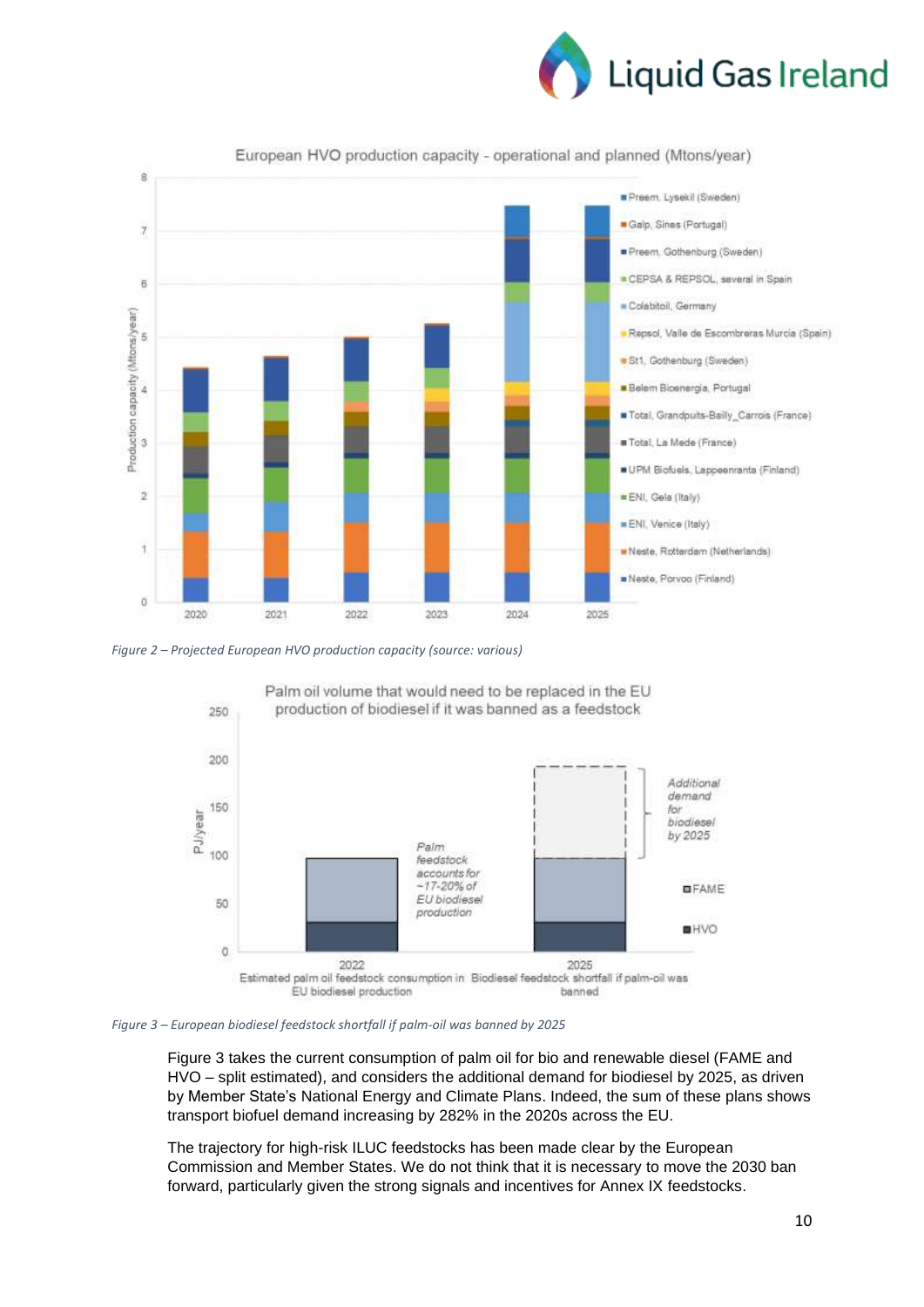Figure 2 – Projected European HVO production capacity (source: various)

Figure 3 – European biodiesel feedstock shortfall if palm-oil was banned by 2025

Figure 3 takes the current consumption of palm oil for bio and renewable diesel (FAME and HVO – split estimated), and considers the additional demand for biodiesel by 2025, as driven by Member State's National Energy and Climate Plans. Indeed, the sum of these plans shows transport biofuel demand increasing by 282% in the 2020s across the EU.

The trajectory for high-risk ILUC feedstocks has been made clear by the European Commission and Member States. We do not think that it is necessary to move the 2030 ban forward, particularly given the strong signals and incentives for Annex IX feedstocks.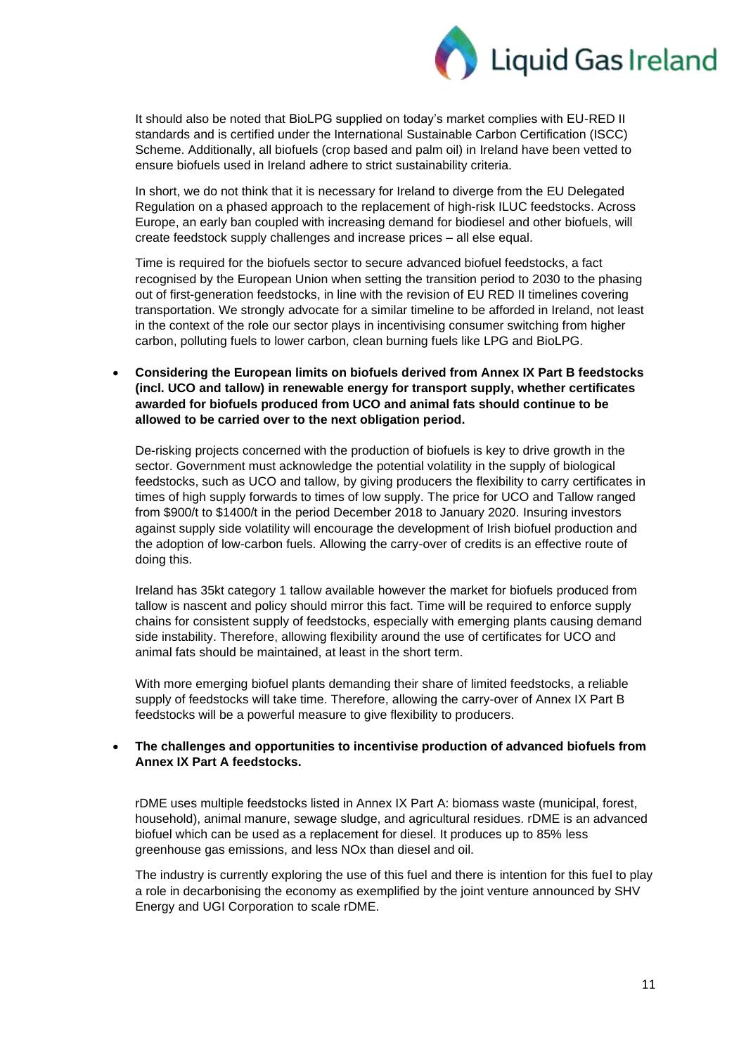It should also be noted that BioLPG supplied on today's market complies with EU-RED II standards and is certified under the International Sustainable Carbon Certification (ISCC) Scheme. Additionally, all biofuels (crop based and palm oil) in Ireland have been vetted to ensure biofuels used in Ireland adhere to strict sustainability criteria.

In short, we do not think that it is necessary for Ireland to diverge from the EU Delegated Regulation on a phased approach to the replacement of high-risk ILUC feedstocks. Across Europe, an early ban coupled with increasing demand for biodiesel and other biofuels, will create feedstock supply challenges and increase prices – all else equal.

Time is required for the biofuels sector to secure advanced biofuel feedstocks, a fact recognised by the European Union when setting the transition period to 2030 to the phasing out of first-generation feedstocks, in line with the revision of EU RED II timelines covering transportation. We strongly advocate for a similar timeline to be afforded in Ireland, not least in the context of the role our sector plays in incentivising consumer switching from higher carbon, polluting fuels to lower carbon, clean burning fuels like LPG and BioLPG.

- **Considering the European limits on biofuels derived from Annex IX Part B feedstocks (incl. UCO and tallow) in renewable energy for transport supply, whether certificates awarded for biofuels produced from UCO and animal fats should continue to be allowed to be carried over to the next obligation period.**

  De-risking projects concerned with the production of biofuels is key to drive growth in the sector. Government must acknowledge the potential volatility in the supply of biological feedstocks, such as UCO and tallow, by giving producers the flexibility to carry certificates in times of high supply forwards to times of low supply. The price for UCO and Tallow ranged from \$900/t to \$1400/t in the period December 2018 to January 2020. Insuring investors against supply side volatility will encourage the development of Irish biofuel production and the adoption of low-carbon fuels. Allowing the carry-over of credits is an effective route of doing this.

  Ireland has 35kt category 1 tallow available however the market for biofuels produced from tallow is nascent and policy should mirror this fact. Time will be required to enforce supply chains for consistent supply of feedstocks, especially with emerging plants causing demand side instability. Therefore, allowing flexibility around the use of certificates for UCO and animal fats should be maintained, at least in the short term.

  With more emerging biofuel plants demanding their share of limited feedstocks, a reliable supply of feedstocks will take time. Therefore, allowing the carry-over of Annex IX Part B feedstocks will be a powerful measure to give flexibility to producers.

- **The challenges and opportunities to incentivise production of advanced biofuels from Annex IX Part A feedstocks.**

  rDME uses multiple feedstocks listed in Annex IX Part A: biomass waste (municipal, forest, household), animal manure, sewage sludge, and agricultural residues. rDME is an advanced biofuel which can be used as a replacement for diesel. It produces up to 85% less greenhouse gas emissions, and less NOx than diesel and oil.

  The industry is currently exploring the use of this fuel and there is intention for this fuel to play a role in decarbonising the economy as exemplified by the joint venture announced by SHV Energy and UGI Corporation to scale rDME.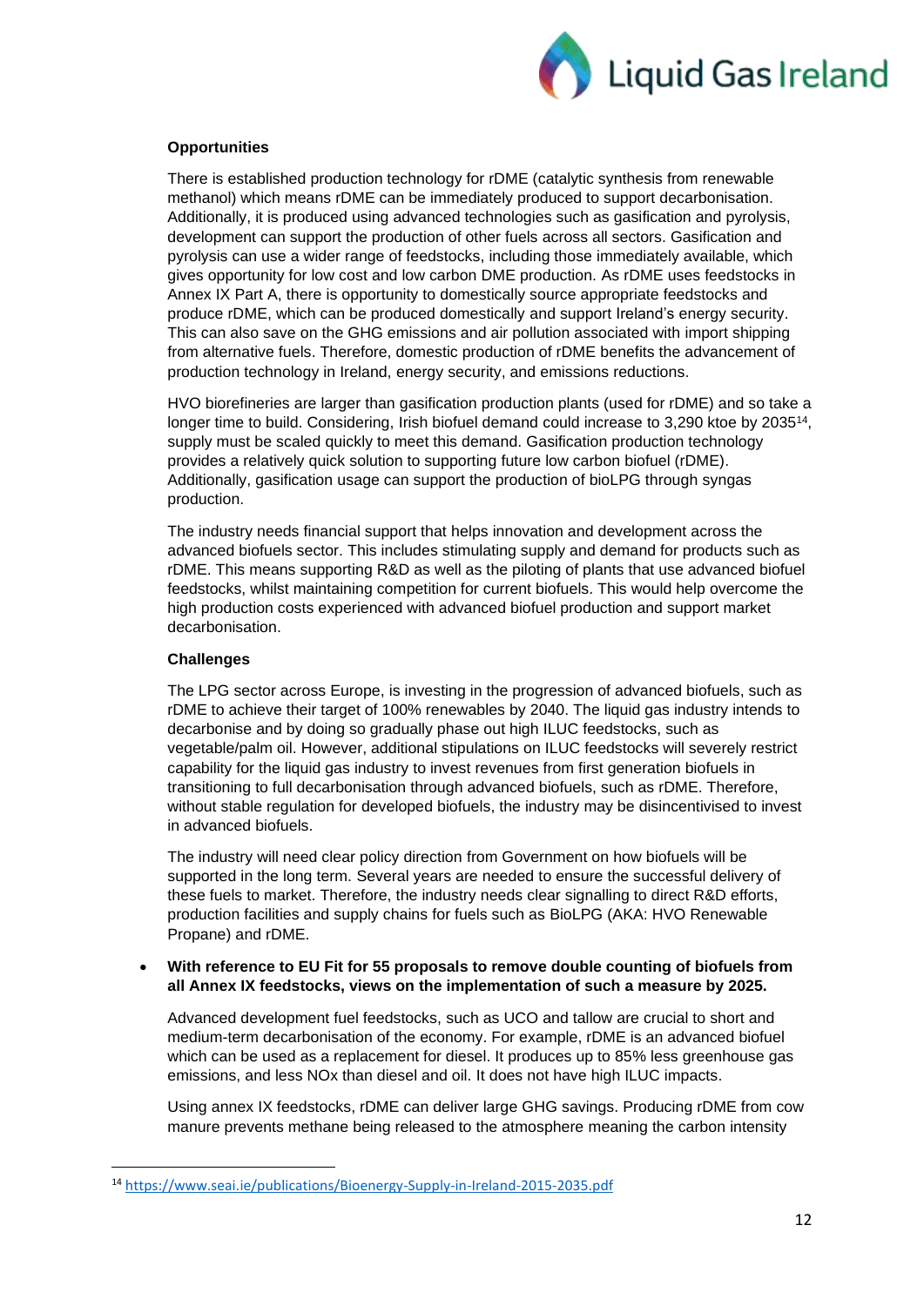**Opportunities**

There is established production technology for rDME (catalytic synthesis from renewable methanol) which means rDME can be immediately produced to support decarbonisation. Additionally, it is produced using advanced technologies such as gasification and pyrolysis, development can support the production of other fuels across all sectors. Gasification and pyrolysis can use a wider range of feedstocks, including those immediately available, which gives opportunity for low cost and low carbon DME production. As rDME uses feedstocks in Annex IX Part A, there is opportunity to domestically source appropriate feedstocks and produce rDME, which can be produced domestically and support Ireland's energy security. This can also save on the GHG emissions and air pollution associated with import shipping from alternative fuels. Therefore, domestic production of rDME benefits the advancement of production technology in Ireland, energy security, and emissions reductions.

HVO biorefineries are larger than gasification production plants (used for rDME) and so take a longer time to build. Considering, Irish biofuel demand could increase to 3,290 ktoe by 2035[14], supply must be scaled quickly to meet this demand. Gasification production technology provides a relatively quick solution to supporting future low carbon biofuel (rDME). Additionally, gasification usage can support the production of bioLPG through syngas production.

The industry needs financial support that helps innovation and development across the advanced biofuels sector. This includes stimulating supply and demand for products such as rDME. This means supporting R&D as well as the piloting of plants that use advanced biofuel feedstocks, whilst maintaining competition for current biofuels. This would help overcome the high production costs experienced with advanced biofuel production and support market decarbonisation.

**Challenges**

The LPG sector across Europe, is investing in the progression of advanced biofuels, such as rDME to achieve their target of 100% renewables by 2040. The liquid gas industry intends to decarbonise and by doing so gradually phase out high ILUC feedstocks, such as vegetable/palm oil. However, additional stipulations on ILUC feedstocks will severely restrict capability for the liquid gas industry to invest revenues from first generation biofuels in transitioning to full decarbonisation through advanced biofuels, such as rDME. Therefore, without stable regulation for developed biofuels, the industry may be disincentivised to invest in advanced biofuels.

The industry will need clear policy direction from Government on how biofuels will be supported in the long term. Several years are needed to ensure the successful delivery of these fuels to market. Therefore, the industry needs clear signalling to direct R&D efforts, production facilities and supply chains for fuels such as BioLPG (AKA: HVO Renewable Propane) and rDME.

- **With reference to EU Fit for 55 proposals to remove double counting of biofuels from all Annex IX feedstocks, views on the implementation of such a measure by 2025.**

  Advanced development fuel feedstocks, such as UCO and tallow are crucial to short and medium-term decarbonisation of the economy. For example, rDME is an advanced biofuel which can be used as a replacement for diesel. It produces up to 85% less greenhouse gas emissions, and less NOx than diesel and oil. It does not have high ILUC impacts.

  Using annex IX feedstocks, rDME can deliver large GHG savings. Producing rDME from cow manure prevents methane being released to the atmosphere meaning the carbon intensity

[14] https://www.seai.ie/publications/Bioenergy-Supply-in-Ireland-2015-2035.pdf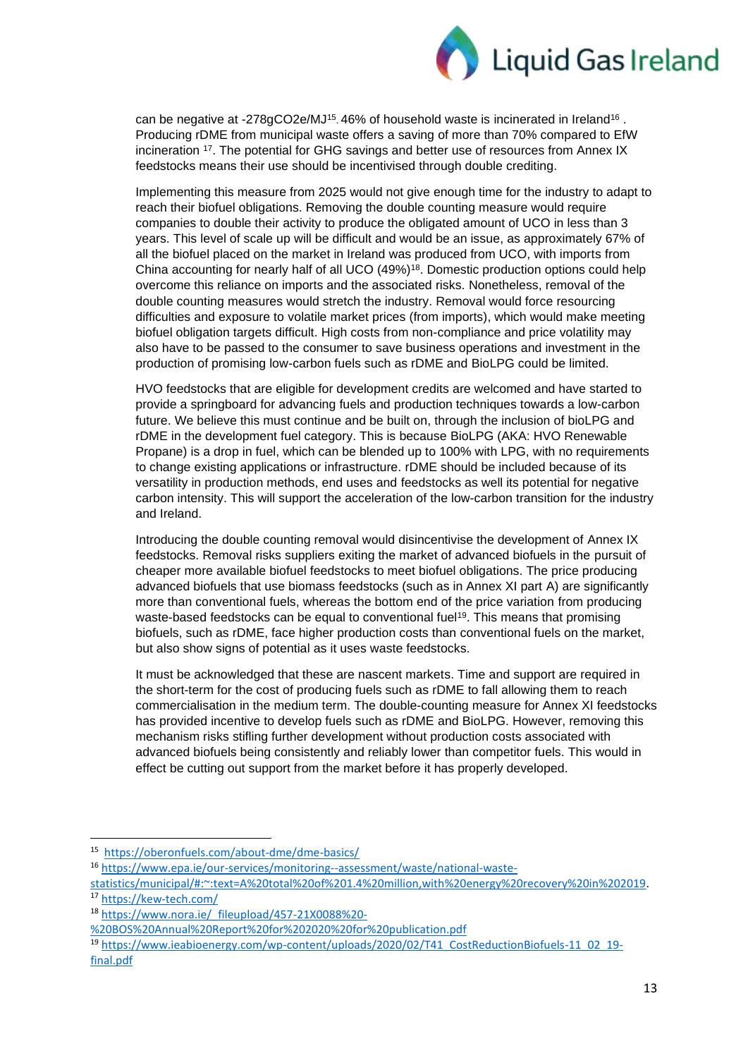can be negative at -278gCO2e/MJ[15]. 46% of household waste is incinerated in Ireland[16]. Producing rDME from municipal waste offers a saving of more than 70% compared to EfW incineration [17]. The potential for GHG savings and better use of resources from Annex IX feedstocks means their use should be incentivised through double crediting.

Implementing this measure from 2025 would not give enough time for the industry to adapt to reach their biofuel obligations. Removing the double counting measure would require companies to double their activity to produce the obligated amount of UCO in less than 3 years. This level of scale up will be difficult and would be an issue, as approximately 67% of all the biofuel placed on the market in Ireland was produced from UCO, with imports from China accounting for nearly half of all UCO (49%)[18]. Domestic production options could help overcome this reliance on imports and the associated risks. Nonetheless, removal of the double counting measures would stretch the industry. Removal would force resourcing difficulties and exposure to volatile market prices (from imports), which would make meeting biofuel obligation targets difficult. High costs from non-compliance and price volatility may also have to be passed to the consumer to save business operations and investment in the production of promising low-carbon fuels such as rDME and BioLPG could be limited.

HVO feedstocks that are eligible for development credits are welcomed and have started to provide a springboard for advancing fuels and production techniques towards a low-carbon future. We believe this must continue and be built on, through the inclusion of bioLPG and rDME in the development fuel category. This is because BioLPG (AKA: HVO Renewable Propane) is a drop in fuel, which can be blended up to 100% with LPG, with no requirements to change existing applications or infrastructure. rDME should be included because of its versatility in production methods, end uses and feedstocks as well its potential for negative carbon intensity. This will support the acceleration of the low-carbon transition for the industry and Ireland.

Introducing the double counting removal would disincentivise the development of Annex IX feedstocks. Removal risks suppliers exiting the market of advanced biofuels in the pursuit of cheaper more available biofuel feedstocks to meet biofuel obligations. The price producing advanced biofuels that use biomass feedstocks (such as in Annex XI part A) are significantly more than conventional fuels, whereas the bottom end of the price variation from producing waste-based feedstocks can be equal to conventional fuel[19]. This means that promising biofuels, such as rDME, face higher production costs than conventional fuels on the market, but also show signs of potential as it uses waste feedstocks.

It must be acknowledged that these are nascent markets. Time and support are required in the short-term for the cost of producing fuels such as rDME to fall allowing them to reach commercialisation in the medium term. The double-counting measure for Annex XI feedstocks has provided incentive to develop fuels such as rDME and BioLPG. However, removing this mechanism risks stifling further development without production costs associated with advanced biofuels being consistently and reliably lower than competitor fuels. This would in effect be cutting out support from the market before it has properly developed.

---

[15] https://oberonfuels.com/about-dme/dme-basics/

[16] https://www.epa.ie/our-services/monitoring--assessment/waste/national-waste-statistics/municipal/#:~:text=A%20total%20of%201.4%20million,with%20energy%20recovery%20in%202019.

[17] https://kew-tech.com/

[18] https://www.nora.ie/_fileupload/457-21X0088%20-%20BOS%20Annual%20Report%20for%202020%20for%20publication.pdf

[19] https://www.ieabioenergy.com/wp-content/uploads/2020/02/T41_CostReductionBiofuels-11_02_19-final.pdf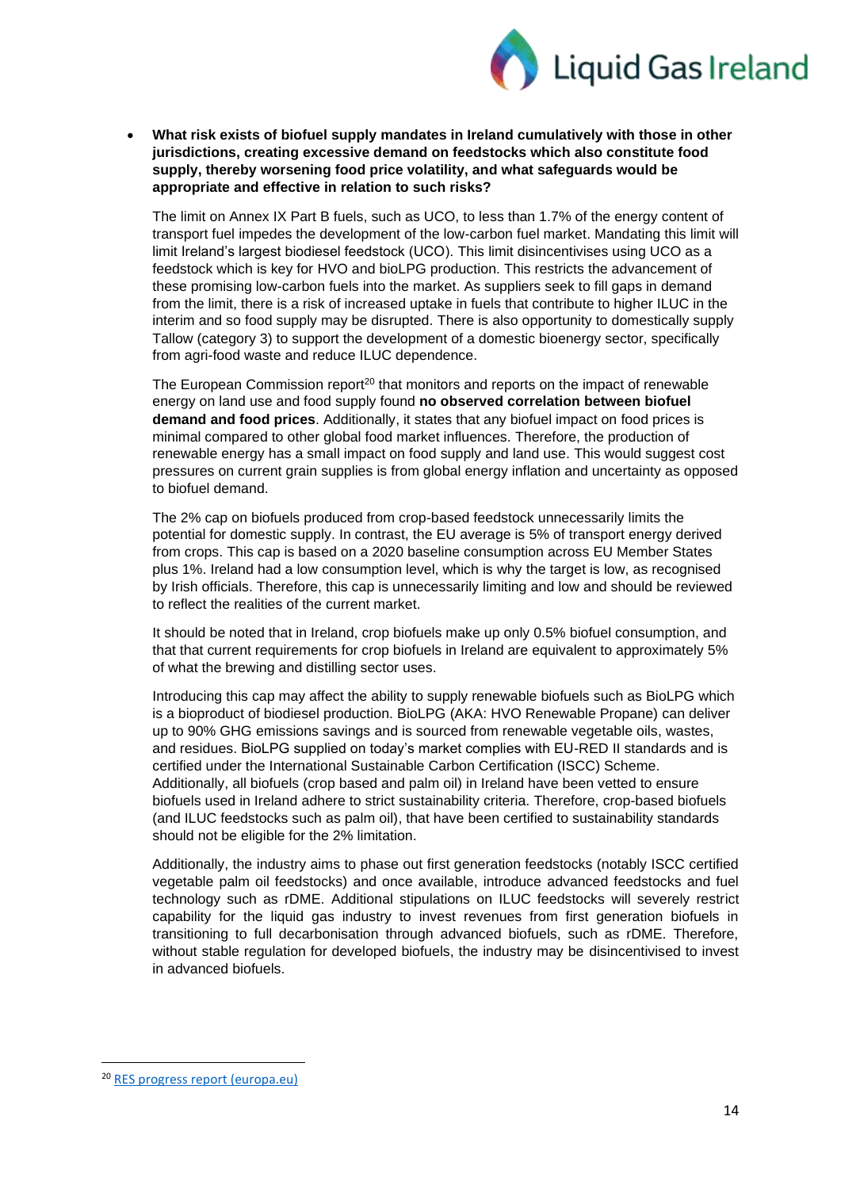- **What risk exists of biofuel supply mandates in Ireland cumulatively with those in other jurisdictions, creating excessive demand on feedstocks which also constitute food supply, thereby worsening food price volatility, and what safeguards would be appropriate and effective in relation to such risks?**

  The limit on Annex IX Part B fuels, such as UCO, to less than 1.7% of the energy content of transport fuel impedes the development of the low-carbon fuel market. Mandating this limit will limit Ireland's largest biodiesel feedstock (UCO). This limit disincentivises using UCO as a feedstock which is key for HVO and bioLPG production. This restricts the advancement of these promising low-carbon fuels into the market. As suppliers seek to fill gaps in demand from the limit, there is a risk of increased uptake in fuels that contribute to higher ILUC in the interim and so food supply may be disrupted. There is also opportunity to domestically supply Tallow (category 3) to support the development of a domestic bioenergy sector, specifically from agri-food waste and reduce ILUC dependence.

  The European Commission report[20] that monitors and reports on the impact of renewable energy on land use and food supply found **no observed correlation between biofuel demand and food prices**. Additionally, it states that any biofuel impact on food prices is minimal compared to other global food market influences. Therefore, the production of renewable energy has a small impact on food supply and land use. This would suggest cost pressures on current grain supplies is from global energy inflation and uncertainty as opposed to biofuel demand.

  The 2% cap on biofuels produced from crop-based feedstock unnecessarily limits the potential for domestic supply. In contrast, the EU average is 5% of transport energy derived from crops. This cap is based on a 2020 baseline consumption across EU Member States plus 1%. Ireland had a low consumption level, which is why the target is low, as recognised by Irish officials. Therefore, this cap is unnecessarily limiting and low and should be reviewed to reflect the realities of the current market.

  It should be noted that in Ireland, crop biofuels make up only 0.5% biofuel consumption, and that that current requirements for crop biofuels in Ireland are equivalent to approximately 5% of what the brewing and distilling sector uses.

  Introducing this cap may affect the ability to supply renewable biofuels such as BioLPG which is a bioproduct of biodiesel production. BioLPG (AKA: HVO Renewable Propane) can deliver up to 90% GHG emissions savings and is sourced from renewable vegetable oils, wastes, and residues. BioLPG supplied on today's market complies with EU-RED II standards and is certified under the International Sustainable Carbon Certification (ISCC) Scheme. Additionally, all biofuels (crop based and palm oil) in Ireland have been vetted to ensure biofuels used in Ireland adhere to strict sustainability criteria. Therefore, crop-based biofuels (and ILUC feedstocks such as palm oil), that have been certified to sustainability standards should not be eligible for the 2% limitation.

  Additionally, the industry aims to phase out first generation feedstocks (notably ISCC certified vegetable palm oil feedstocks) and once available, introduce advanced feedstocks and fuel technology such as rDME. Additional stipulations on ILUC feedstocks will severely restrict capability for the liquid gas industry to invest revenues from first generation biofuels in transitioning to full decarbonisation through advanced biofuels, such as rDME. Therefore, without stable regulation for developed biofuels, the industry may be disincentivised to invest in advanced biofuels.

[20] RES progress report (europa.eu)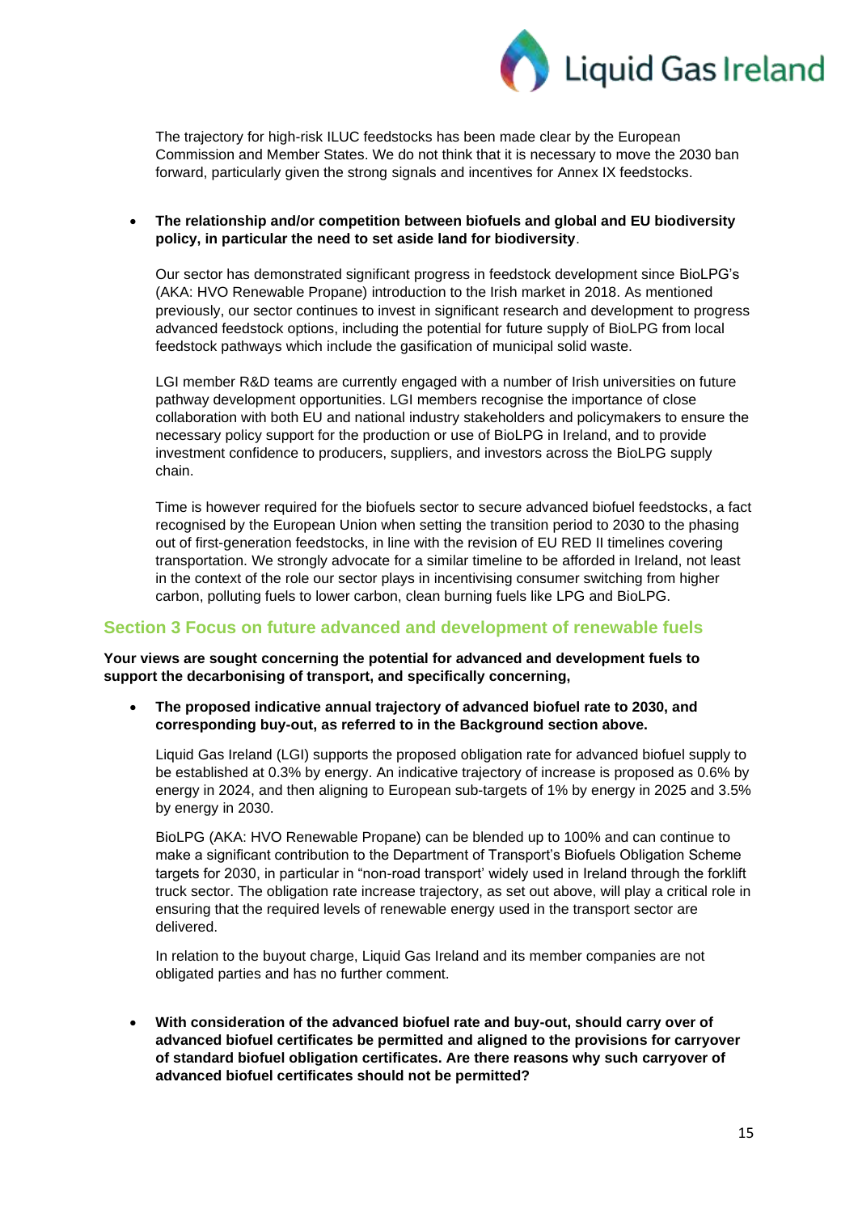The trajectory for high-risk ILUC feedstocks has been made clear by the European Commission and Member States. We do not think that it is necessary to move the 2030 ban forward, particularly given the strong signals and incentives for Annex IX feedstocks.

- **The relationship and/or competition between biofuels and global and EU biodiversity policy, in particular the need to set aside land for biodiversity**.

  Our sector has demonstrated significant progress in feedstock development since BioLPG's (AKA: HVO Renewable Propane) introduction to the Irish market in 2018. As mentioned previously, our sector continues to invest in significant research and development to progress advanced feedstock options, including the potential for future supply of BioLPG from local feedstock pathways which include the gasification of municipal solid waste.

  LGI member R&D teams are currently engaged with a number of Irish universities on future pathway development opportunities. LGI members recognise the importance of close collaboration with both EU and national industry stakeholders and policymakers to ensure the necessary policy support for the production or use of BioLPG in Ireland, and to provide investment confidence to producers, suppliers, and investors across the BioLPG supply chain.

  Time is however required for the biofuels sector to secure advanced biofuel feedstocks, a fact recognised by the European Union when setting the transition period to 2030 to the phasing out of first-generation feedstocks, in line with the revision of EU RED II timelines covering transportation. We strongly advocate for a similar timeline to be afforded in Ireland, not least in the context of the role our sector plays in incentivising consumer switching from higher carbon, polluting fuels to lower carbon, clean burning fuels like LPG and BioLPG.

## Section 3 Focus on future advanced and development of renewable fuels

**Your views are sought concerning the potential for advanced and development fuels to support the decarbonising of transport, and specifically concerning,**

- **The proposed indicative annual trajectory of advanced biofuel rate to 2030, and corresponding buy-out, as referred to in the Background section above.**

  Liquid Gas Ireland (LGI) supports the proposed obligation rate for advanced biofuel supply to be established at 0.3% by energy. An indicative trajectory of increase is proposed as 0.6% by energy in 2024, and then aligning to European sub-targets of 1% by energy in 2025 and 3.5% by energy in 2030.

  BioLPG (AKA: HVO Renewable Propane) can be blended up to 100% and can continue to make a significant contribution to the Department of Transport's Biofuels Obligation Scheme targets for 2030, in particular in "non-road transport' widely used in Ireland through the forklift truck sector. The obligation rate increase trajectory, as set out above, will play a critical role in ensuring that the required levels of renewable energy used in the transport sector are delivered.

  In relation to the buyout charge, Liquid Gas Ireland and its member companies are not obligated parties and has no further comment.

- **With consideration of the advanced biofuel rate and buy-out, should carry over of advanced biofuel certificates be permitted and aligned to the provisions for carryover of standard biofuel obligation certificates. Are there reasons why such carryover of advanced biofuel certificates should not be permitted?**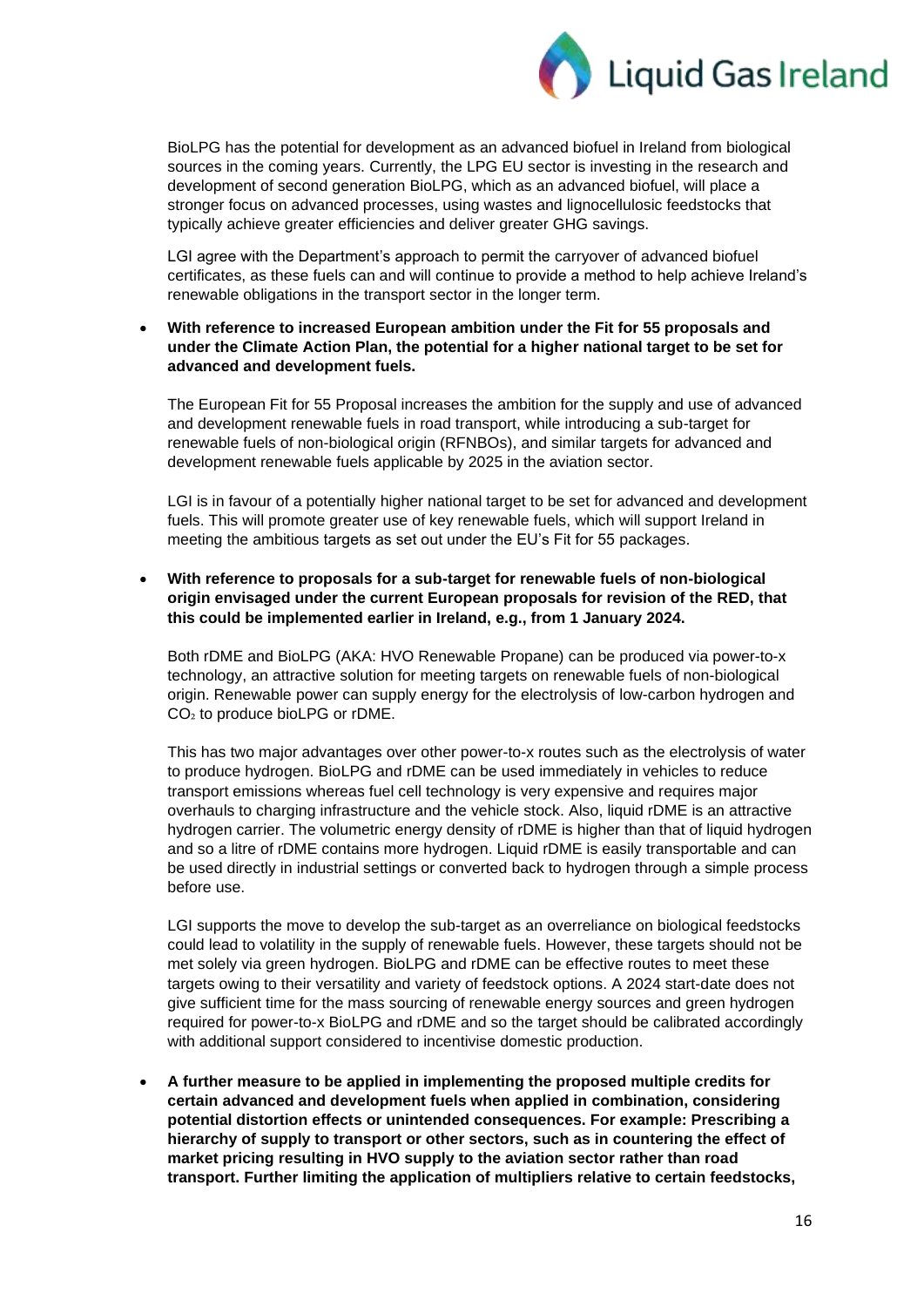BioLPG has the potential for development as an advanced biofuel in Ireland from biological sources in the coming years. Currently, the LPG EU sector is investing in the research and development of second generation BioLPG, which as an advanced biofuel, will place a stronger focus on advanced processes, using wastes and lignocellulosic feedstocks that typically achieve greater efficiencies and deliver greater GHG savings.

LGI agree with the Department's approach to permit the carryover of advanced biofuel certificates, as these fuels can and will continue to provide a method to help achieve Ireland's renewable obligations in the transport sector in the longer term.

- **With reference to increased European ambition under the Fit for 55 proposals and under the Climate Action Plan, the potential for a higher national target to be set for advanced and development fuels.**

  The European Fit for 55 Proposal increases the ambition for the supply and use of advanced and development renewable fuels in road transport, while introducing a sub-target for renewable fuels of non-biological origin (RFNBOs), and similar targets for advanced and development renewable fuels applicable by 2025 in the aviation sector.

  LGI is in favour of a potentially higher national target to be set for advanced and development fuels. This will promote greater use of key renewable fuels, which will support Ireland in meeting the ambitious targets as set out under the EU's Fit for 55 packages.

- **With reference to proposals for a sub-target for renewable fuels of non-biological origin envisaged under the current European proposals for revision of the RED, that this could be implemented earlier in Ireland, e.g., from 1 January 2024.**

  Both rDME and BioLPG (AKA: HVO Renewable Propane) can be produced via power-to-x technology, an attractive solution for meeting targets on renewable fuels of non-biological origin. Renewable power can supply energy for the electrolysis of low-carbon hydrogen and $CO_2$ to produce bioLPG or rDME.

  This has two major advantages over other power-to-x routes such as the electrolysis of water to produce hydrogen. BioLPG and rDME can be used immediately in vehicles to reduce transport emissions whereas fuel cell technology is very expensive and requires major overhauls to charging infrastructure and the vehicle stock. Also, liquid rDME is an attractive hydrogen carrier. The volumetric energy density of rDME is higher than that of liquid hydrogen and so a litre of rDME contains more hydrogen. Liquid rDME is easily transportable and can be used directly in industrial settings or converted back to hydrogen through a simple process before use.

  LGI supports the move to develop the sub-target as an overreliance on biological feedstocks could lead to volatility in the supply of renewable fuels. However, these targets should not be met solely via green hydrogen. BioLPG and rDME can be effective routes to meet these targets owing to their versatility and variety of feedstock options. A 2024 start-date does not give sufficient time for the mass sourcing of renewable energy sources and green hydrogen required for power-to-x BioLPG and rDME and so the target should be calibrated accordingly with additional support considered to incentivise domestic production.

- **A further measure to be applied in implementing the proposed multiple credits for certain advanced and development fuels when applied in combination, considering potential distortion effects or unintended consequences. For example: Prescribing a hierarchy of supply to transport or other sectors, such as in countering the effect of market pricing resulting in HVO supply to the aviation sector rather than road transport. Further limiting the application of multipliers relative to certain feedstocks,**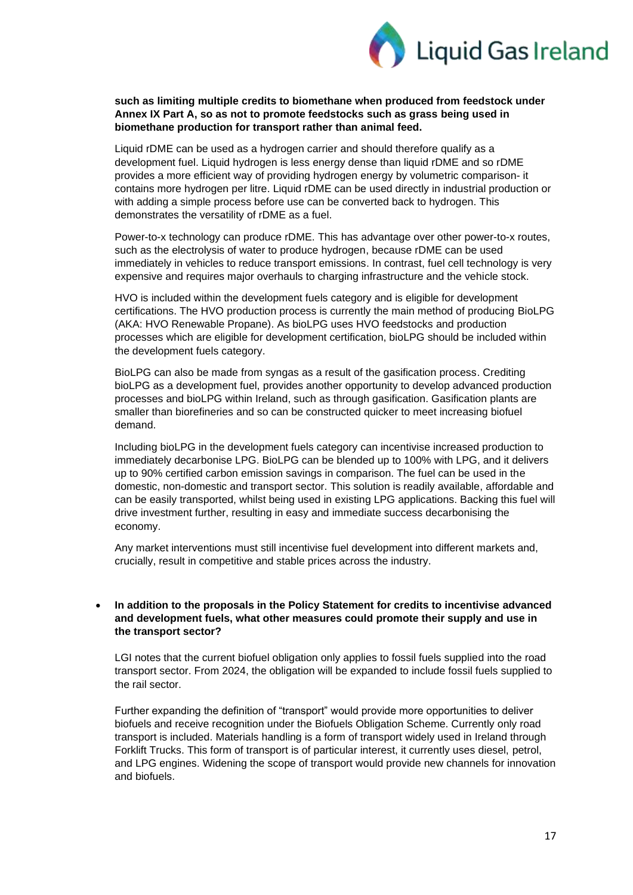**such as limiting multiple credits to biomethane when produced from feedstock under Annex IX Part A, so as not to promote feedstocks such as grass being used in biomethane production for transport rather than animal feed.**

Liquid rDME can be used as a hydrogen carrier and should therefore qualify as a development fuel. Liquid hydrogen is less energy dense than liquid rDME and so rDME provides a more efficient way of providing hydrogen energy by volumetric comparison- it contains more hydrogen per litre. Liquid rDME can be used directly in industrial production or with adding a simple process before use can be converted back to hydrogen. This demonstrates the versatility of rDME as a fuel.

Power-to-x technology can produce rDME. This has advantage over other power-to-x routes, such as the electrolysis of water to produce hydrogen, because rDME can be used immediately in vehicles to reduce transport emissions. In contrast, fuel cell technology is very expensive and requires major overhauls to charging infrastructure and the vehicle stock.

HVO is included within the development fuels category and is eligible for development certifications. The HVO production process is currently the main method of producing BioLPG (AKA: HVO Renewable Propane). As bioLPG uses HVO feedstocks and production processes which are eligible for development certification, bioLPG should be included within the development fuels category.

BioLPG can also be made from syngas as a result of the gasification process. Crediting bioLPG as a development fuel, provides another opportunity to develop advanced production processes and bioLPG within Ireland, such as through gasification. Gasification plants are smaller than biorefineries and so can be constructed quicker to meet increasing biofuel demand.

Including bioLPG in the development fuels category can incentivise increased production to immediately decarbonise LPG. BioLPG can be blended up to 100% with LPG, and it delivers up to 90% certified carbon emission savings in comparison. The fuel can be used in the domestic, non-domestic and transport sector. This solution is readily available, affordable and can be easily transported, whilst being used in existing LPG applications. Backing this fuel will drive investment further, resulting in easy and immediate success decarbonising the economy.

Any market interventions must still incentivise fuel development into different markets and, crucially, result in competitive and stable prices across the industry.

- **In addition to the proposals in the Policy Statement for credits to incentivise advanced and development fuels, what other measures could promote their supply and use in the transport sector?**

  LGI notes that the current biofuel obligation only applies to fossil fuels supplied into the road transport sector. From 2024, the obligation will be expanded to include fossil fuels supplied to the rail sector.

  Further expanding the definition of "transport" would provide more opportunities to deliver biofuels and receive recognition under the Biofuels Obligation Scheme. Currently only road transport is included. Materials handling is a form of transport widely used in Ireland through Forklift Trucks. This form of transport is of particular interest, it currently uses diesel, petrol, and LPG engines. Widening the scope of transport would provide new channels for innovation and biofuels.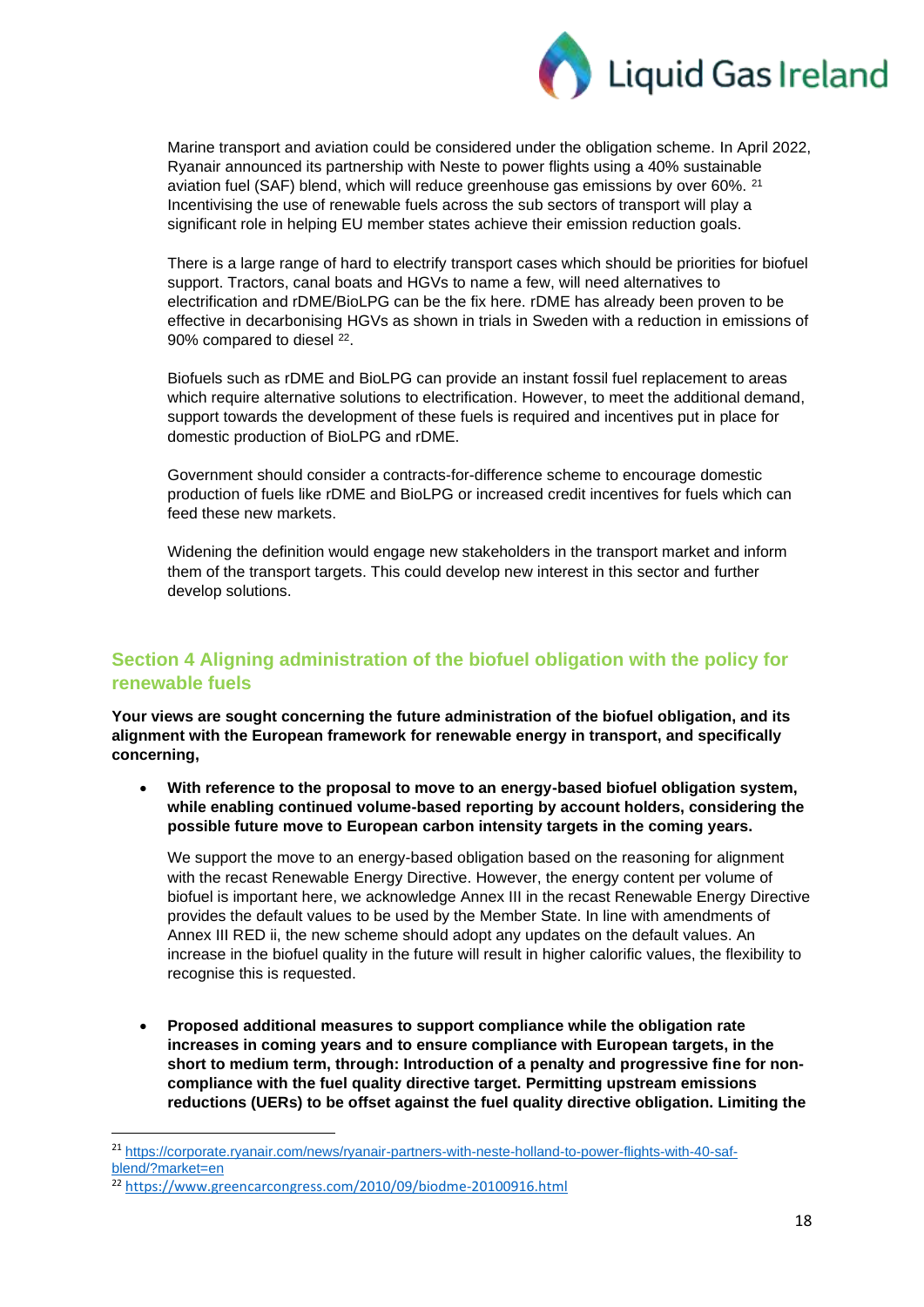Marine transport and aviation could be considered under the obligation scheme. In April 2022, Ryanair announced its partnership with Neste to power flights using a 40% sustainable aviation fuel (SAF) blend, which will reduce greenhouse gas emissions by over 60%. [21] Incentivising the use of renewable fuels across the sub sectors of transport will play a significant role in helping EU member states achieve their emission reduction goals.

There is a large range of hard to electrify transport cases which should be priorities for biofuel support. Tractors, canal boats and HGVs to name a few, will need alternatives to electrification and rDME/BioLPG can be the fix here. rDME has already been proven to be effective in decarbonising HGVs as shown in trials in Sweden with a reduction in emissions of 90% compared to diesel [22].

Biofuels such as rDME and BioLPG can provide an instant fossil fuel replacement to areas which require alternative solutions to electrification. However, to meet the additional demand, support towards the development of these fuels is required and incentives put in place for domestic production of BioLPG and rDME.

Government should consider a contracts-for-difference scheme to encourage domestic production of fuels like rDME and BioLPG or increased credit incentives for fuels which can feed these new markets.

Widening the definition would engage new stakeholders in the transport market and inform them of the transport targets. This could develop new interest in this sector and further develop solutions.

## Section 4 Aligning administration of the biofuel obligation with the policy for renewable fuels

**Your views are sought concerning the future administration of the biofuel obligation, and its alignment with the European framework for renewable energy in transport, and specifically concerning,**

- **With reference to the proposal to move to an energy-based biofuel obligation system, while enabling continued volume-based reporting by account holders, considering the possible future move to European carbon intensity targets in the coming years.**

  We support the move to an energy-based obligation based on the reasoning for alignment with the recast Renewable Energy Directive. However, the energy content per volume of biofuel is important here, we acknowledge Annex III in the recast Renewable Energy Directive provides the default values to be used by the Member State. In line with amendments of Annex III RED ii, the new scheme should adopt any updates on the default values. An increase in the biofuel quality in the future will result in higher calorific values, the flexibility to recognise this is requested.

- **Proposed additional measures to support compliance while the obligation rate increases in coming years and to ensure compliance with European targets, in the short to medium term, through: Introduction of a penalty and progressive fine for non-compliance with the fuel quality directive target. Permitting upstream emissions reductions (UERs) to be offset against the fuel quality directive obligation. Limiting the**

---

[21] https://corporate.ryanair.com/news/ryanair-partners-with-neste-holland-to-power-flights-with-40-saf-blend/?market=en

[22] https://www.greencarcongress.com/2010/09/biodme-20100916.html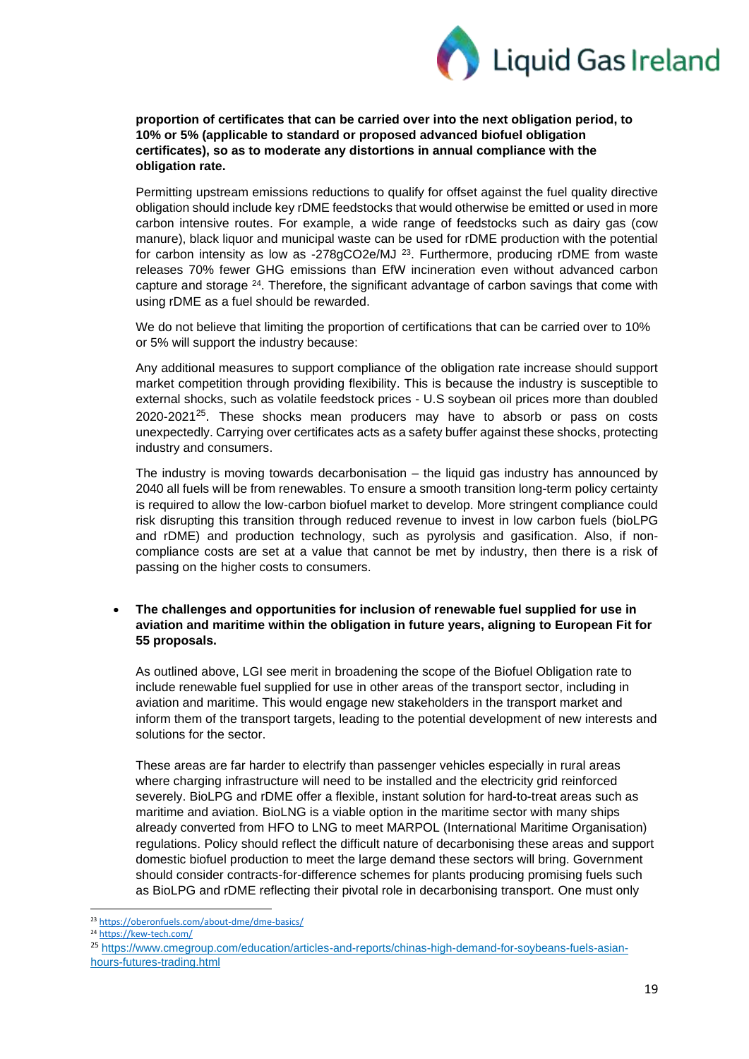**proportion of certificates that can be carried over into the next obligation period, to 10% or 5% (applicable to standard or proposed advanced biofuel obligation certificates), so as to moderate any distortions in annual compliance with the obligation rate.**

Permitting upstream emissions reductions to qualify for offset against the fuel quality directive obligation should include key rDME feedstocks that would otherwise be emitted or used in more carbon intensive routes. For example, a wide range of feedstocks such as dairy gas (cow manure), black liquor and municipal waste can be used for rDME production with the potential for carbon intensity as low as -278gCO2e/MJ [23]. Furthermore, producing rDME from waste releases 70% fewer GHG emissions than EfW incineration even without advanced carbon capture and storage [24]. Therefore, the significant advantage of carbon savings that come with using rDME as a fuel should be rewarded.

We do not believe that limiting the proportion of certifications that can be carried over to 10% or 5% will support the industry because:

Any additional measures to support compliance of the obligation rate increase should support market competition through providing flexibility. This is because the industry is susceptible to external shocks, such as volatile feedstock prices - U.S soybean oil prices more than doubled 2020-2021[25]. These shocks mean producers may have to absorb or pass on costs unexpectedly. Carrying over certificates acts as a safety buffer against these shocks, protecting industry and consumers.

The industry is moving towards decarbonisation – the liquid gas industry has announced by 2040 all fuels will be from renewables. To ensure a smooth transition long-term policy certainty is required to allow the low-carbon biofuel market to develop. More stringent compliance could risk disrupting this transition through reduced revenue to invest in low carbon fuels (bioLPG and rDME) and production technology, such as pyrolysis and gasification. Also, if non-compliance costs are set at a value that cannot be met by industry, then there is a risk of passing on the higher costs to consumers.

- **The challenges and opportunities for inclusion of renewable fuel supplied for use in aviation and maritime within the obligation in future years, aligning to European Fit for 55 proposals.**

As outlined above, LGI see merit in broadening the scope of the Biofuel Obligation rate to include renewable fuel supplied for use in other areas of the transport sector, including in aviation and maritime. This would engage new stakeholders in the transport market and inform them of the transport targets, leading to the potential development of new interests and solutions for the sector.

These areas are far harder to electrify than passenger vehicles especially in rural areas where charging infrastructure will need to be installed and the electricity grid reinforced severely. BioLPG and rDME offer a flexible, instant solution for hard-to-treat areas such as maritime and aviation. BioLNG is a viable option in the maritime sector with many ships already converted from HFO to LNG to meet MARPOL (International Maritime Organisation) regulations. Policy should reflect the difficult nature of decarbonising these areas and support domestic biofuel production to meet the large demand these sectors will bring. Government should consider contracts-for-difference schemes for plants producing promising fuels such as BioLPG and rDME reflecting their pivotal role in decarbonising transport. One must only

---

[23] https://oberonfuels.com/about-dme/dme-basics/

[24] https://kew-tech.com/

[25] https://www.cmegroup.com/education/articles-and-reports/chinas-high-demand-for-soybeans-fuels-asian-hours-futures-trading.html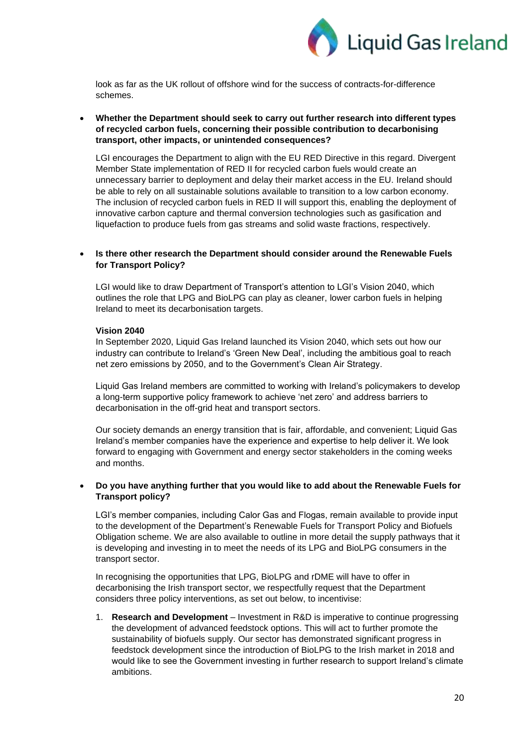look as far as the UK rollout of offshore wind for the success of contracts-for-difference schemes.

- **Whether the Department should seek to carry out further research into different types of recycled carbon fuels, concerning their possible contribution to decarbonising transport, other impacts, or unintended consequences?**

  LGI encourages the Department to align with the EU RED Directive in this regard. Divergent Member State implementation of RED II for recycled carbon fuels would create an unnecessary barrier to deployment and delay their market access in the EU. Ireland should be able to rely on all sustainable solutions available to transition to a low carbon economy. The inclusion of recycled carbon fuels in RED II will support this, enabling the deployment of innovative carbon capture and thermal conversion technologies such as gasification and liquefaction to produce fuels from gas streams and solid waste fractions, respectively.

- **Is there other research the Department should consider around the Renewable Fuels for Transport Policy?**

  LGI would like to draw Department of Transport's attention to LGI's Vision 2040, which outlines the role that LPG and BioLPG can play as cleaner, lower carbon fuels in helping Ireland to meet its decarbonisation targets.

  **Vision 2040**

  In September 2020, Liquid Gas Ireland launched its Vision 2040, which sets out how our industry can contribute to Ireland's 'Green New Deal', including the ambitious goal to reach net zero emissions by 2050, and to the Government's Clean Air Strategy.

  Liquid Gas Ireland members are committed to working with Ireland's policymakers to develop a long-term supportive policy framework to achieve 'net zero' and address barriers to decarbonisation in the off-grid heat and transport sectors.

  Our society demands an energy transition that is fair, affordable, and convenient; Liquid Gas Ireland's member companies have the experience and expertise to help deliver it. We look forward to engaging with Government and energy sector stakeholders in the coming weeks and months.

- **Do you have anything further that you would like to add about the Renewable Fuels for Transport policy?**

  LGI's member companies, including Calor Gas and Flogas, remain available to provide input to the development of the Department's Renewable Fuels for Transport Policy and Biofuels Obligation scheme. We are also available to outline in more detail the supply pathways that it is developing and investing in to meet the needs of its LPG and BioLPG consumers in the transport sector.

  In recognising the opportunities that LPG, BioLPG and rDME will have to offer in decarbonising the Irish transport sector, we respectfully request that the Department considers three policy interventions, as set out below, to incentivise:

  1. **Research and Development** – Investment in R&D is imperative to continue progressing the development of advanced feedstock options. This will act to further promote the sustainability of biofuels supply. Our sector has demonstrated significant progress in feedstock development since the introduction of BioLPG to the Irish market in 2018 and would like to see the Government investing in further research to support Ireland's climate ambitions.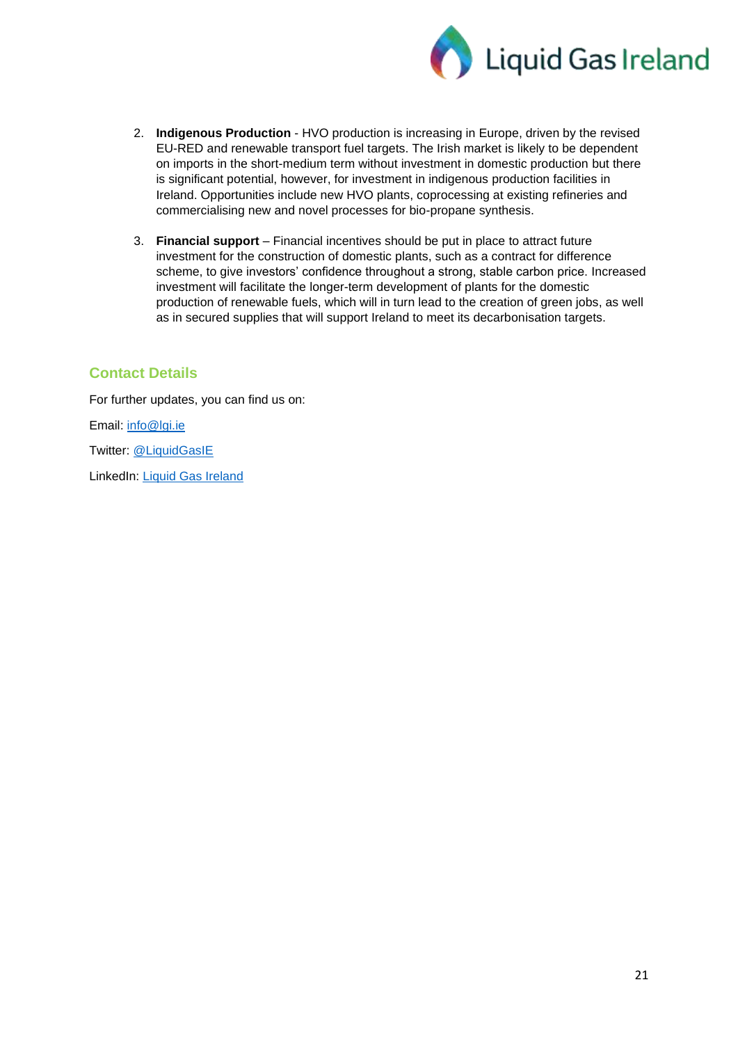2. **Indigenous Production** - HVO production is increasing in Europe, driven by the revised EU-RED and renewable transport fuel targets. The Irish market is likely to be dependent on imports in the short-medium term without investment in domestic production but there is significant potential, however, for investment in indigenous production facilities in Ireland. Opportunities include new HVO plants, coprocessing at existing refineries and commercialising new and novel processes for bio-propane synthesis.

3. **Financial support** – Financial incentives should be put in place to attract future investment for the construction of domestic plants, such as a contract for difference scheme, to give investors' confidence throughout a strong, stable carbon price. Increased investment will facilitate the longer-term development of plants for the domestic production of renewable fuels, which will in turn lead to the creation of green jobs, as well as in secured supplies that will support Ireland to meet its decarbonisation targets.

## Contact Details

For further updates, you can find us on:

Email: [info@lgi.ie](mailto:info@lgi.ie)

Twitter: @LiquidGasIE

LinkedIn: Liquid Gas Ireland